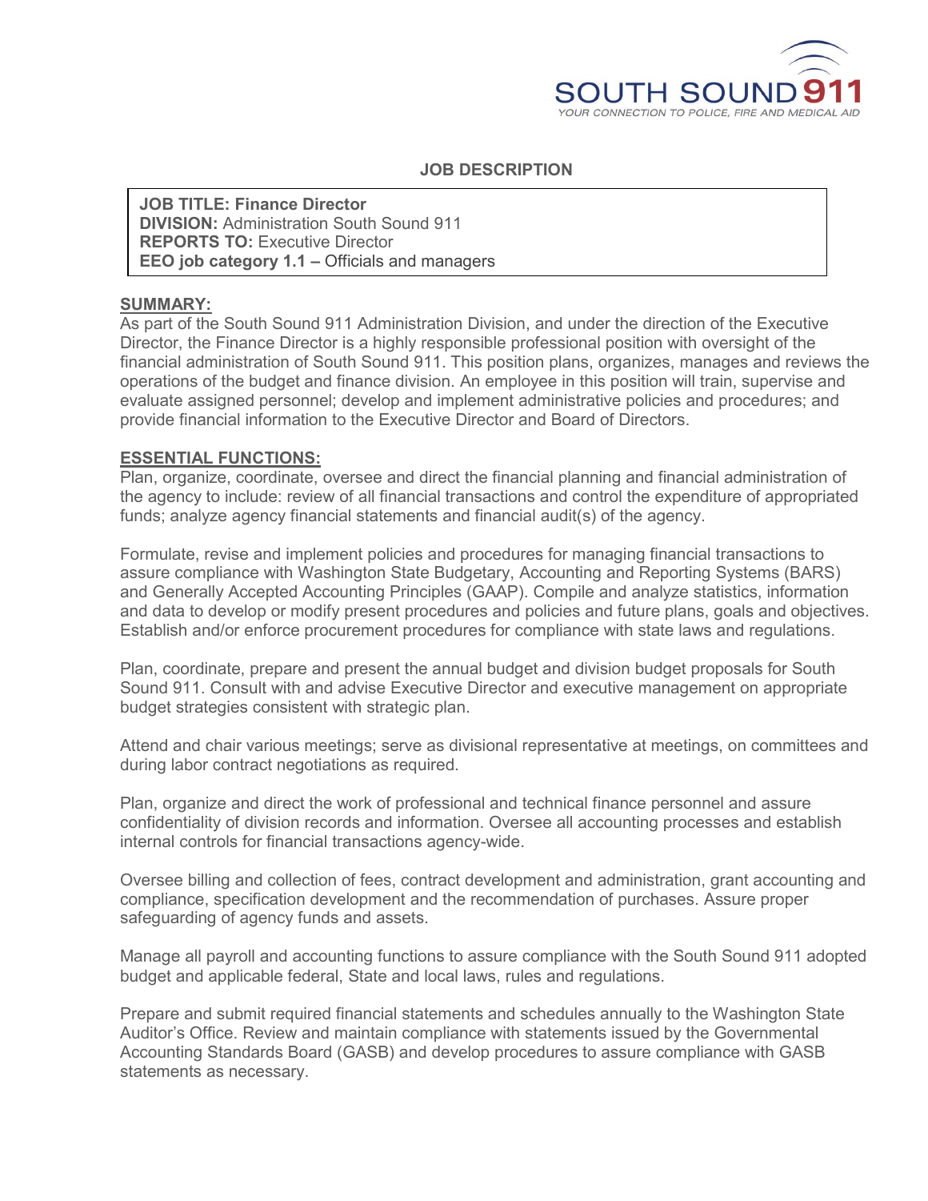SOUTH SOUND 911
YOUR CONNECTION TO POLICE, FIRE AND MEDICAL AID

## JOB DESCRIPTION

**JOB TITLE: Finance Director**
**DIVISION:** Administration South Sound 911
**REPORTS TO:** Executive Director
**EEO job category 1.1 –** Officials and managers

### SUMMARY:

As part of the South Sound 911 Administration Division, and under the direction of the Executive Director, the Finance Director is a highly responsible professional position with oversight of the financial administration of South Sound 911. This position plans, organizes, manages and reviews the operations of the budget and finance division. An employee in this position will train, supervise and evaluate assigned personnel; develop and implement administrative policies and procedures; and provide financial information to the Executive Director and Board of Directors.

### ESSENTIAL FUNCTIONS:

Plan, organize, coordinate, oversee and direct the financial planning and financial administration of the agency to include: review of all financial transactions and control the expenditure of appropriated funds; analyze agency financial statements and financial audit(s) of the agency.

Formulate, revise and implement policies and procedures for managing financial transactions to assure compliance with Washington State Budgetary, Accounting and Reporting Systems (BARS) and Generally Accepted Accounting Principles (GAAP). Compile and analyze statistics, information and data to develop or modify present procedures and policies and future plans, goals and objectives. Establish and/or enforce procurement procedures for compliance with state laws and regulations.

Plan, coordinate, prepare and present the annual budget and division budget proposals for South Sound 911. Consult with and advise Executive Director and executive management on appropriate budget strategies consistent with strategic plan.

Attend and chair various meetings; serve as divisional representative at meetings, on committees and during labor contract negotiations as required.

Plan, organize and direct the work of professional and technical finance personnel and assure confidentiality of division records and information. Oversee all accounting processes and establish internal controls for financial transactions agency-wide.

Oversee billing and collection of fees, contract development and administration, grant accounting and compliance, specification development and the recommendation of purchases. Assure proper safeguarding of agency funds and assets.

Manage all payroll and accounting functions to assure compliance with the South Sound 911 adopted budget and applicable federal, State and local laws, rules and regulations.

Prepare and submit required financial statements and schedules annually to the Washington State Auditor's Office. Review and maintain compliance with statements issued by the Governmental Accounting Standards Board (GASB) and develop procedures to assure compliance with GASB statements as necessary.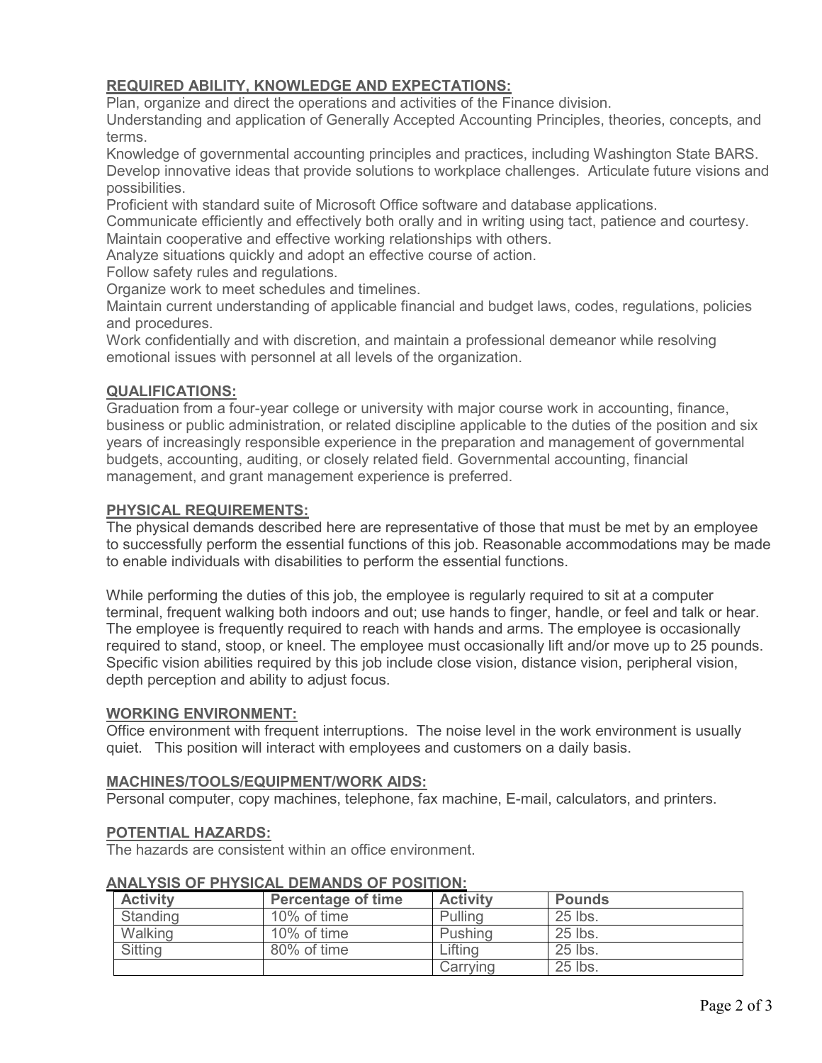## REQUIRED ABILITY, KNOWLEDGE AND EXPECTATIONS:

Plan, organize and direct the operations and activities of the Finance division.

Understanding and application of Generally Accepted Accounting Principles, theories, concepts, and terms.

Knowledge of governmental accounting principles and practices, including Washington State BARS.

Develop innovative ideas that provide solutions to workplace challenges. Articulate future visions and possibilities.

Proficient with standard suite of Microsoft Office software and database applications.

Communicate efficiently and effectively both orally and in writing using tact, patience and courtesy.

Maintain cooperative and effective working relationships with others.

Analyze situations quickly and adopt an effective course of action.

Follow safety rules and regulations.

Organize work to meet schedules and timelines.

Maintain current understanding of applicable financial and budget laws, codes, regulations, policies and procedures.

Work confidentially and with discretion, and maintain a professional demeanor while resolving emotional issues with personnel at all levels of the organization.

## QUALIFICATIONS:

Graduation from a four-year college or university with major course work in accounting, finance, business or public administration, or related discipline applicable to the duties of the position and six years of increasingly responsible experience in the preparation and management of governmental budgets, accounting, auditing, or closely related field. Governmental accounting, financial management, and grant management experience is preferred.

## PHYSICAL REQUIREMENTS:

The physical demands described here are representative of those that must be met by an employee to successfully perform the essential functions of this job. Reasonable accommodations may be made to enable individuals with disabilities to perform the essential functions.

While performing the duties of this job, the employee is regularly required to sit at a computer terminal, frequent walking both indoors and out; use hands to finger, handle, or feel and talk or hear. The employee is frequently required to reach with hands and arms. The employee is occasionally required to stand, stoop, or kneel. The employee must occasionally lift and/or move up to 25 pounds. Specific vision abilities required by this job include close vision, distance vision, peripheral vision, depth perception and ability to adjust focus.

## WORKING ENVIRONMENT:

Office environment with frequent interruptions. The noise level in the work environment is usually quiet. This position will interact with employees and customers on a daily basis.

## MACHINES/TOOLS/EQUIPMENT/WORK AIDS:

Personal computer, copy machines, telephone, fax machine, E-mail, calculators, and printers.

## POTENTIAL HAZARDS:

The hazards are consistent within an office environment.

## ANALYSIS OF PHYSICAL DEMANDS OF POSITION:

| Activity | Percentage of time | Activity | Pounds |
|---|---|---|---|
| Standing | 10% of time | Pulling | 25 lbs. |
| Walking | 10% of time | Pushing | 25 lbs. |
| Sitting | 80% of time | Lifting | 25 lbs. |
| | | Carrying | 25 lbs. |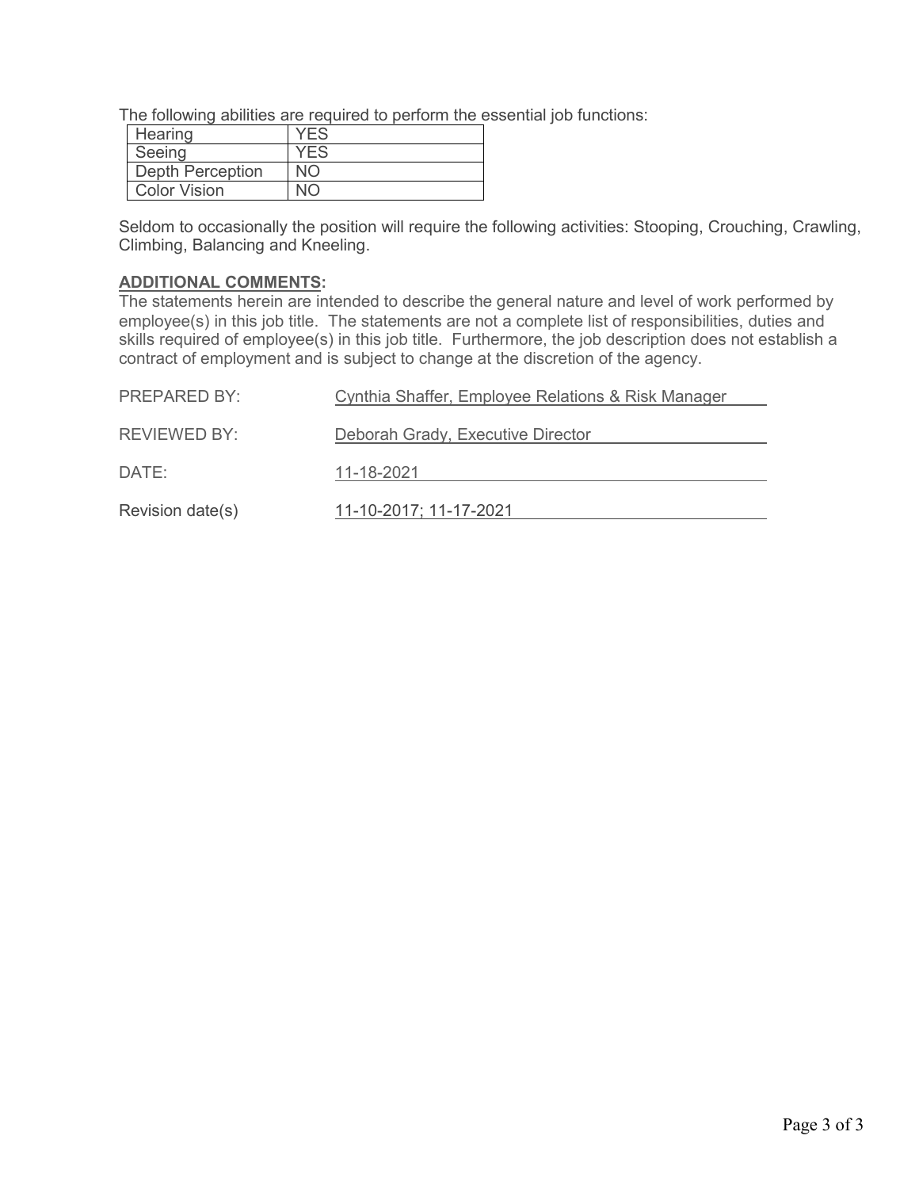The following abilities are required to perform the essential job functions:

| | |
|---|---|
| Hearing | YES |
| Seeing | YES |
| Depth Perception | NO |
| Color Vision | NO |

Seldom to occasionally the position will require the following activities: Stooping, Crouching, Crawling, Climbing, Balancing and Kneeling.

**ADDITIONAL COMMENTS:**

The statements herein are intended to describe the general nature and level of work performed by employee(s) in this job title. The statements are not a complete list of responsibilities, duties and skills required of employee(s) in this job title. Furthermore, the job description does not establish a contract of employment and is subject to change at the discretion of the agency.

PREPARED BY: Cynthia Shaffer, Employee Relations & Risk Manager

REVIEWED BY: Deborah Grady, Executive Director

DATE: 11-18-2021

Revision date(s) 11-10-2017; 11-17-2021